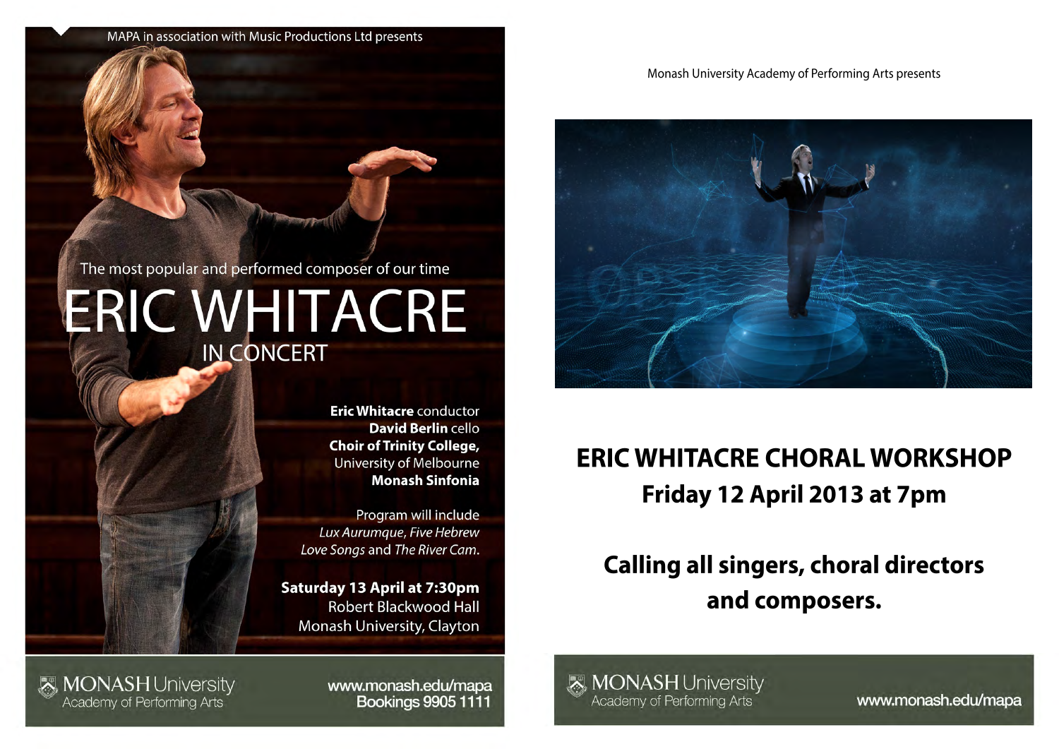MAPA in association with Music Productions Ltd presents

The most popular and performed composer of our time

# ERIC WHITACRE

## IN CONCERT

**Eric Whitacre** conductor
**David Berlin** cello
**Choir of Trinity College,** University of Melbourne
**Monash Sinfonia**

Program will include *Lux Aurumque*, *Five Hebrew Love Songs* and *The River Cam*.

**Saturday 13 April at 7:30pm**
Robert Blackwood Hall
Monash University, Clayton

MONASH University
Academy of Performing Arts

www.monash.edu/mapa
Bookings 9905 1111

---

Monash University Academy of Performing Arts presents

# ERIC WHITACRE CHORAL WORKSHOP

## Friday 12 April 2013 at 7pm

## Calling all singers, choral directors and composers.

MONASH University
Academy of Performing Arts

www.monash.edu/mapa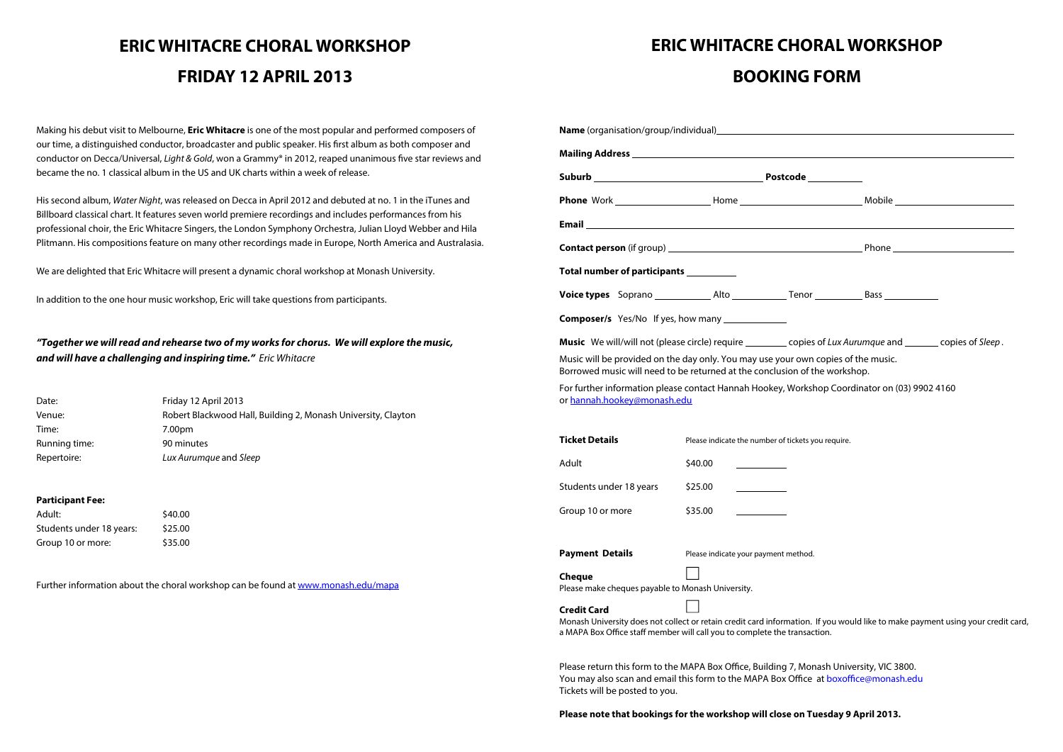# ERIC WHITACRE CHORAL WORKSHOP

## FRIDAY 12 APRIL 2013

Making his debut visit to Melbourne, **Eric Whitacre** is one of the most popular and performed composers of our time, a distinguished conductor, broadcaster and public speaker. His first album as both composer and conductor on Decca/Universal, *Light & Gold*, won a Grammy® in 2012, reaped unanimous five star reviews and became the no. 1 classical album in the US and UK charts within a week of release.

His second album, *Water Night*, was released on Decca in April 2012 and debuted at no. 1 in the iTunes and Billboard classical chart. It features seven world premiere recordings and includes performances from his professional choir, the Eric Whitacre Singers, the London Symphony Orchestra, Julian Lloyd Webber and Hila Plitmann. His compositions feature on many other recordings made in Europe, North America and Australasia.

We are delighted that Eric Whitacre will present a dynamic choral workshop at Monash University.

In addition to the one hour music workshop, Eric will take questions from participants.

***"Together we will read and rehearse two of my works for chorus. We will explore the music, and will have a challenging and inspiring time."*** *Eric Whitacre*

| | |
|---|---|
| Date: | Friday 12 April 2013 |
| Venue: | Robert Blackwood Hall, Building 2, Monash University, Clayton |
| Time: | 7.00pm |
| Running time: | 90 minutes |
| Repertoire: | *Lux Aurumque* and *Sleep* |

**Participant Fee:**

| | |
|---|---|
| Adult: | $40.00 |
| Students under 18 years: | $25.00 |
| Group 10 or more: | $35.00 |

Further information about the choral workshop can be found at www.monash.edu/mapa

# ERIC WHITACRE CHORAL WORKSHOP

## BOOKING FORM

**Name** (organisation/group/individual) ____________________

**Mailing Address** ____________________

**Suburb** ____________________ **Postcode** __________

**Phone** Work __________ Home __________ Mobile __________

**Email** ____________________

**Contact person** (if group) ____________________ Phone __________

**Total number of participants** __________

**Voice types** Soprano __________ Alto __________ Tenor __________ Bass __________

**Composer/s** Yes/No If yes, how many __________

**Music** We will/will not (please circle) require ________ copies of *Lux Aurumque* and _______ copies of *Sleep*.

Music will be provided on the day only. You may use your own copies of the music.
Borrowed music will need to be returned at the conclusion of the workshop.

For further information please contact Hannah Hookey, Workshop Coordinator on (03) 9902 4160 or hannah.hookey@monash.edu

**Ticket Details** Please indicate the number of tickets you require.

| | | |
|---|---|---|
| Adult | $40.00 | ________ |
| Students under 18 years | $25.00 | ________ |
| Group 10 or more | $35.00 | ________ |

**Payment Details** Please indicate your payment method.

**Cheque** ☐
Please make cheques payable to Monash University.

**Credit Card** ☐
Monash University does not collect or retain credit card information. If you would like to make payment using your credit card, a MAPA Box Office staff member will call you to complete the transaction.

Please return this form to the MAPA Box Office, Building 7, Monash University, VIC 3800.
You may also scan and email this form to the MAPA Box Office at boxoffice@monash.edu
Tickets will be posted to you.

**Please note that bookings for the workshop will close on Tuesday 9 April 2013.**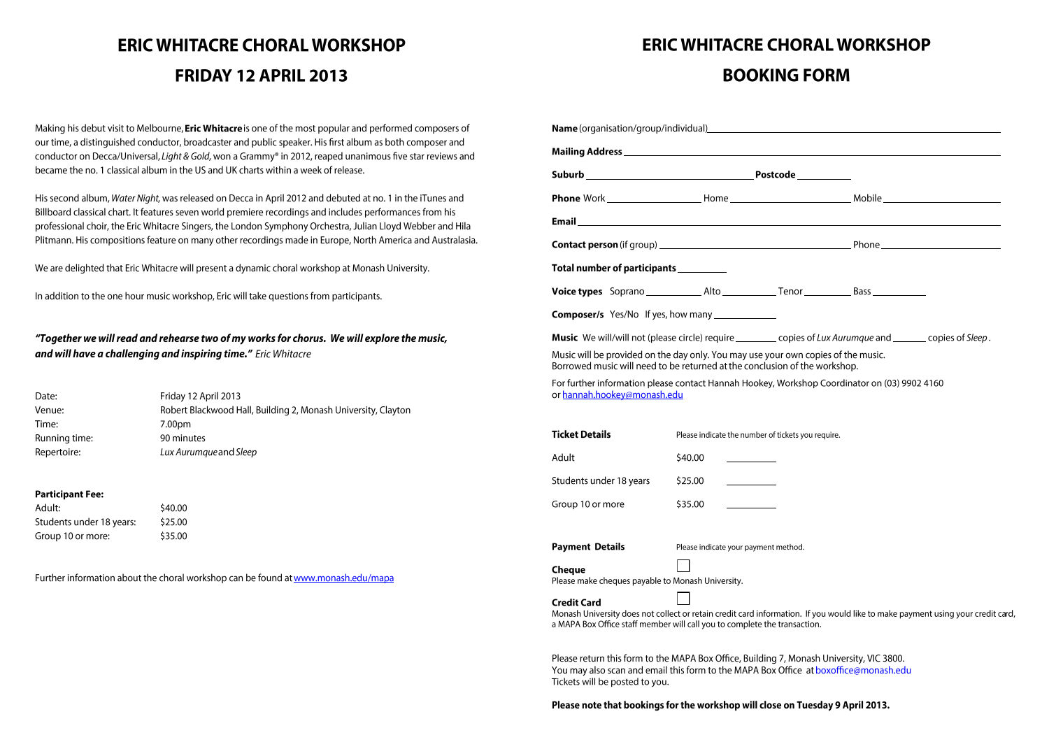# ERIC WHITACRE CHORAL WORKSHOP

## FRIDAY 12 APRIL 2013

Making his debut visit to Melbourne, **Eric Whitacre** is one of the most popular and performed composers of our time, a distinguished conductor, broadcaster and public speaker. His first album as both composer and conductor on Decca/Universal, *Light & Gold*, won a Grammy® in 2012, reaped unanimous five star reviews and became the no. 1 classical album in the US and UK charts within a week of release.

His second album, *Water Night*, was released on Decca in April 2012 and debuted at no. 1 in the iTunes and Billboard classical chart. It features seven world premiere recordings and includes performances from his professional choir, the Eric Whitacre Singers, the London Symphony Orchestra, Julian Lloyd Webber and Hila Plitmann. His compositions feature on many other recordings made in Europe, North America and Australasia.

We are delighted that Eric Whitacre will present a dynamic choral workshop at Monash University.

In addition to the one hour music workshop, Eric will take questions from participants.

***"Together we will read and rehearse two of my works for chorus. We will explore the music, and will have a challenging and inspiring time."*** *Eric Whitacre*

| | |
|---|---|
| Date: | Friday 12 April 2013 |
| Venue: | Robert Blackwood Hall, Building 2, Monash University, Clayton |
| Time: | 7.00pm |
| Running time: | 90 minutes |
| Repertoire: | *Lux Aurumque* and *Sleep* |

**Participant Fee:**

| | |
|---|---|
| Adult: | $40.00 |
| Students under 18 years: | $25.00 |
| Group 10 or more: | $35.00 |

Further information about the choral workshop can be found at [www.monash.edu/mapa](www.monash.edu/mapa)

# ERIC WHITACRE CHORAL WORKSHOP

## BOOKING FORM

**Name** (organisation/group/individual) ____________________

**Mailing Address** ____________________

**Suburb** ____________________ **Postcode** __________

**Phone** Work __________ Home __________ Mobile __________

**Email** ____________________

**Contact person** (if group) ____________________ Phone __________

**Total number of participants** __________

**Voice types** Soprano __________ Alto __________ Tenor __________ Bass __________

**Composer/s** Yes/No If yes, how many __________

**Music** We will/will not (please circle) require ________ copies of *Lux Aurumque* and _______ copies of *Sleep*.

Music will be provided on the day only. You may use your own copies of the music.
Borrowed music will need to be returned at the conclusion of the workshop.

For further information please contact Hannah Hookey, Workshop Coordinator on (03) 9902 4160 or [hannah.hookey@monash.edu](mailto:hannah.hookey@monash.edu)

| **Ticket Details** | Please indicate the number of tickets you require. | |
|---|---|---|
| Adult | $40.00 | __________ |
| Students under 18 years | $25.00 | __________ |
| Group 10 or more | $35.00 | __________ |

**Payment Details** Please indicate your payment method.

**Cheque** ☐
Please make cheques payable to Monash University.

**Credit Card** ☐
Monash University does not collect or retain credit card information. If you would like to make payment using your credit card, a MAPA Box Office staff member will call you to complete the transaction.

Please return this form to the MAPA Box Office, Building 7, Monash University, VIC 3800.
You may also scan and email this form to the MAPA Box Office at boxoffice@monash.edu
Tickets will be posted to you.

**Please note that bookings for the workshop will close on Tuesday 9 April 2013.**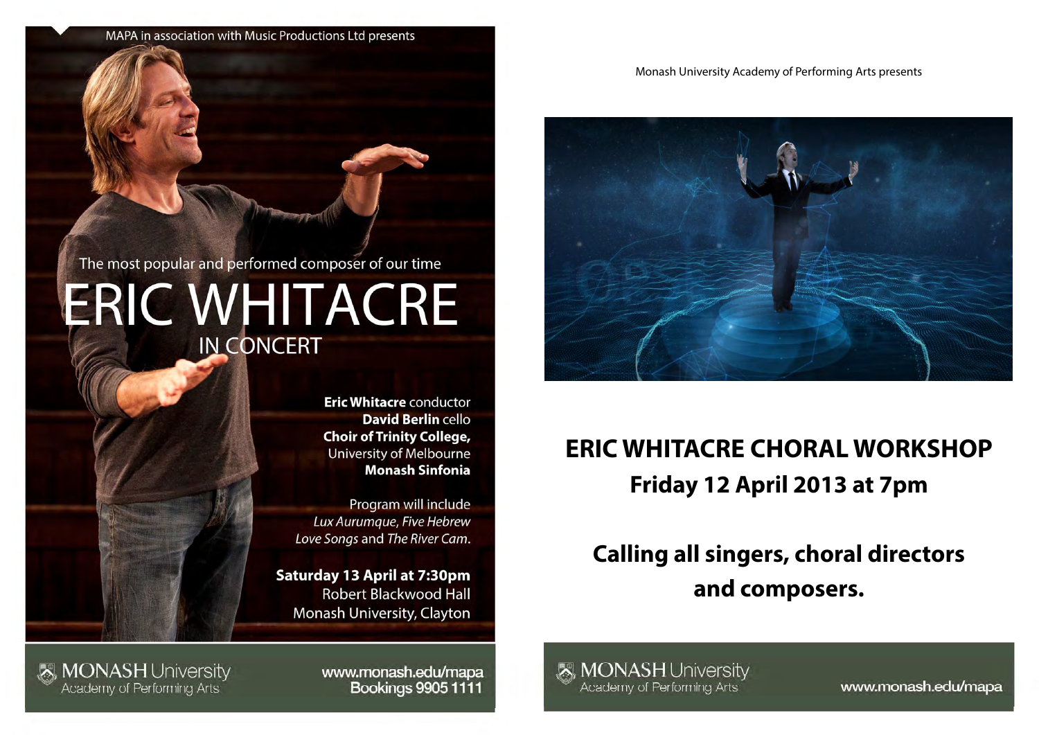MAPA in association with Music Productions Ltd presents

The most popular and performed composer of our time

# ERIC WHITACRE

## IN CONCERT

**Eric Whitacre** conductor
**David Berlin** cello
**Choir of Trinity College,**
University of Melbourne
**Monash Sinfonia**

Program will include
*Lux Aurumque*, *Five Hebrew Love Songs* and *The River Cam*.

**Saturday 13 April at 7:30pm**
Robert Blackwood Hall
Monash University, Clayton

MONASH University
Academy of Performing Arts

www.monash.edu/mapa
Bookings 9905 1111

---

Monash University Academy of Performing Arts presents

# ERIC WHITACRE CHORAL WORKSHOP

## Friday 12 April 2013 at 7pm

## Calling all singers, choral directors and composers.

MONASH University
Academy of Performing Arts

www.monash.edu/mapa